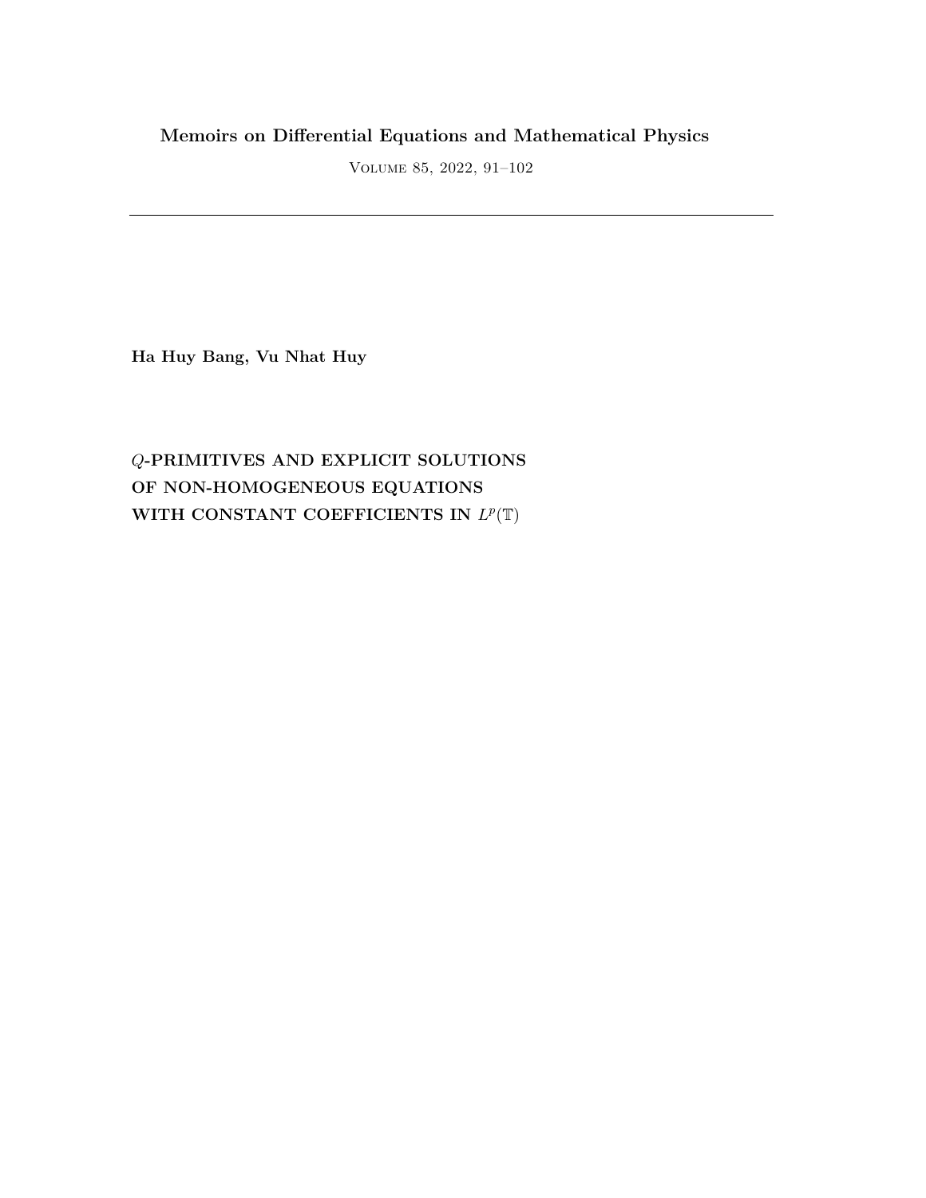**Ha Huy Bang, Vu Nhat Huy**

# $Q$-PRIMITIVES AND EXPLICIT SOLUTIONS OF NON-HOMOGENEOUS EQUATIONS WITH CONSTANT COEFFICIENTS IN $L^p(\mathbb{T})$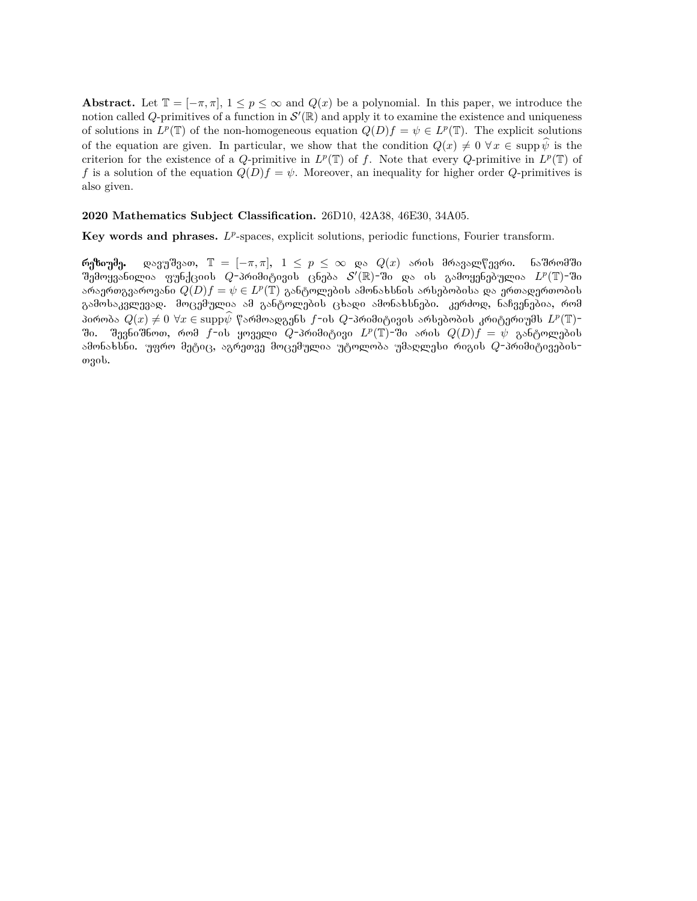**Abstract.** Let $\mathbb{T} = [-\pi, \pi]$, $1 \le p \le \infty$ and $Q(x)$ be a polynomial. In this paper, we introduce the notion called $Q$-primitives of a function in $\mathcal{S}'(\mathbb{R})$ and apply it to examine the existence and uniqueness of solutions in $L^p(\mathbb{T})$ of the non-homogeneous equation $Q(D)f = \psi \in L^p(\mathbb{T})$. The explicit solutions of the equation are given. In particular, we show that the condition $Q(x) \neq 0 \ \forall x \in \operatorname{supp} \widehat{\psi}$ is the criterion for the existence of a $Q$-primitive in $L^p(\mathbb{T})$ of $f$. Note that every $Q$-primitive in $L^p(\mathbb{T})$ of $f$ is a solution of the equation $Q(D)f = \psi$. Moreover, an inequality for higher order $Q$-primitives is also given.

**2020 Mathematics Subject Classification.** 26D10, 42A38, 46E30, 34A05.

**Key words and phrases.** $L^p$-spaces, explicit solutions, periodic functions, Fourier transform.

**რეზიუმე.** დავუშვათ, $\mathbb{T} = [-\pi, \pi]$, $1 \le p \le \infty$ და $Q(x)$ არის მრავალწევრი. ნაშრომში შემოყვანილია ფუნქციის $Q$-პრიმიტივის ცნება $\mathcal{S}'(\mathbb{R})$-ში და ის გამოყენებულია $L^p(\mathbb{T})$-ში არაერთგვაროვანი $Q(D)f = \psi \in L^p(\mathbb{T})$ განტოლების ამონახსნის არსებობისა და ერთადერთობის გამოსაკვლევად. მოცემულია ამ განტოლების ცხადი ამონახსნები. კერძოდ, ნაჩვენებია, რომ პირობა $Q(x) \neq 0 \ \forall x \in \operatorname{supp}\widehat{\psi}$ წარმოადგენს $f$-ის $Q$-პრიმიტივის არსებობის კრიტერიუმს $L^p(\mathbb{T})$-ში. შევნიშნოთ, რომ $f$-ის ყოველი $Q$-პრიმიტივი $L^p(\mathbb{T})$-ში არის $Q(D)f = \psi$ განტოლების ამონახსნი. უფრო მეტიც, აგრეთვე მოცემულია უტოლობა უმაღლესი რიგის $Q$-პრიმიტივებისთვის.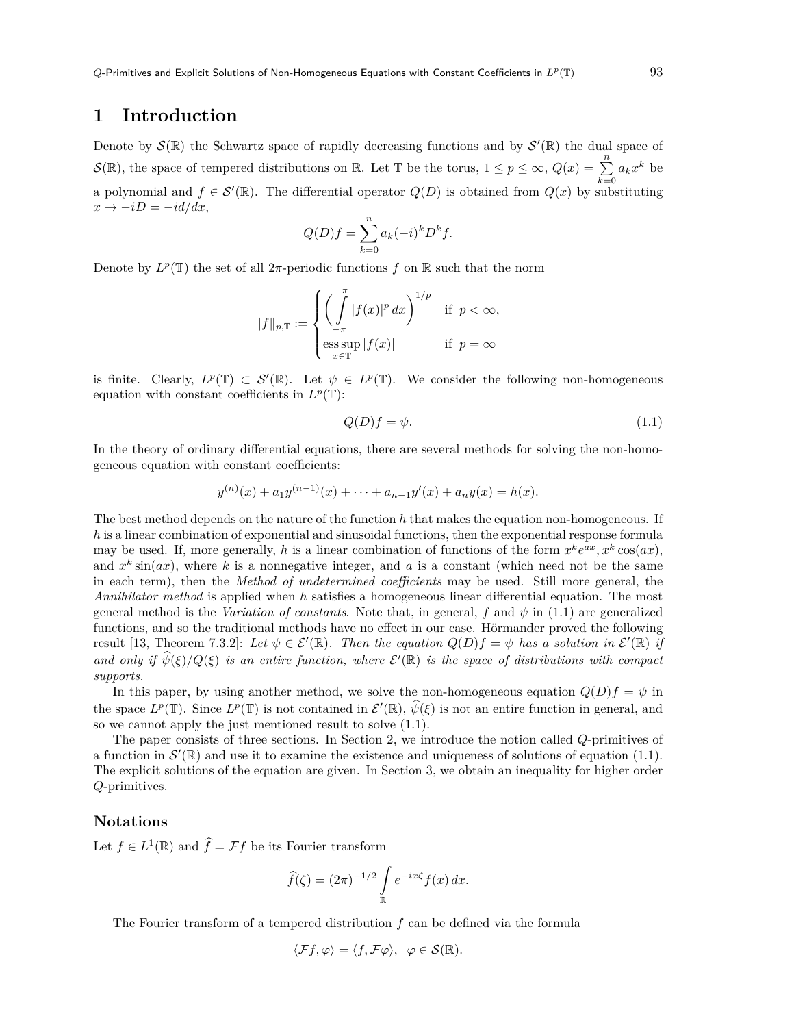# 1 Introduction

Denote by $\mathcal{S}(\mathbb{R})$ the Schwartz space of rapidly decreasing functions and by $\mathcal{S}'(\mathbb{R})$ the dual space of $\mathcal{S}(\mathbb{R})$, the space of tempered distributions on $\mathbb{R}$. Let $\mathbb{T}$ be the torus, $1 \le p \le \infty$, $Q(x) = \sum\limits_{k=0}^{n} a_k x^k$ be a polynomial and $f \in \mathcal{S}'(\mathbb{R})$. The differential operator $Q(D)$ is obtained from $Q(x)$ by substituting $x \to -iD = -id/dx$,

$$Q(D)f = \sum_{k=0}^{n} a_k (-i)^k D^k f.$$

Denote by $L^p(\mathbb{T})$ the set of all $2\pi$-periodic functions $f$ on $\mathbb{R}$ such that the norm

$$\|f\|_{p,\mathbb{T}} := \begin{cases} \left( \int\limits_{-\pi}^{\pi} |f(x)|^p \, dx \right)^{1/p} & \text{if } p < \infty, \\ \operatorname*{ess\,sup}\limits_{x \in \mathbb{T}} |f(x)| & \text{if } p = \infty \end{cases}$$

is finite. Clearly, $L^p(\mathbb{T}) \subset \mathcal{S}'(\mathbb{R})$. Let $\psi \in L^p(\mathbb{T})$. We consider the following non-homogeneous equation with constant coefficients in $L^p(\mathbb{T})$:

$$Q(D)f = \psi. \tag{1.1}$$

In the theory of ordinary differential equations, there are several methods for solving the non-homogeneous equation with constant coefficients:

$$y^{(n)}(x) + a_1 y^{(n-1)}(x) + \cdots + a_{n-1} y'(x) + a_n y(x) = h(x).$$

The best method depends on the nature of the function $h$ that makes the equation non-homogeneous. If $h$ is a linear combination of exponential and sinusoidal functions, then the exponential response formula may be used. If, more generally, $h$ is a linear combination of functions of the form $x^k e^{ax}, x^k \cos(ax)$, and $x^k \sin(ax)$, where $k$ is a nonnegative integer, and $a$ is a constant (which need not be the same in each term), then the *Method of undetermined coefficients* may be used. Still more general, the *Annihilator method* is applied when $h$ satisfies a homogeneous linear differential equation. The most general method is the *Variation of constants*. Note that, in general, $f$ and $\psi$ in (1.1) are generalized functions, and so the traditional methods have no effect in our case. Hörmander proved the following result [13, Theorem 7.3.2]: *Let $\psi \in \mathcal{E}'(\mathbb{R})$. Then the equation $Q(D)f = \psi$ has a solution in $\mathcal{E}'(\mathbb{R})$ if and only if $\widehat{\psi}(\xi)/Q(\xi)$ is an entire function, where $\mathcal{E}'(\mathbb{R})$ is the space of distributions with compact supports.*

In this paper, by using another method, we solve the non-homogeneous equation $Q(D)f = \psi$ in the space $L^p(\mathbb{T})$. Since $L^p(\mathbb{T})$ is not contained in $\mathcal{E}'(\mathbb{R})$, $\widehat{\psi}(\xi)$ is not an entire function in general, and so we cannot apply the just mentioned result to solve (1.1).

The paper consists of three sections. In Section 2, we introduce the notion called $Q$-primitives of a function in $\mathcal{S}'(\mathbb{R})$ and use it to examine the existence and uniqueness of solutions of equation (1.1). The explicit solutions of the equation are given. In Section 3, we obtain an inequality for higher order $Q$-primitives.

## Notations

Let $f \in L^1(\mathbb{R})$ and $\widehat{f} = \mathcal{F}f$ be its Fourier transform

$$\widehat{f}(\zeta) = (2\pi)^{-1/2} \int\limits_{\mathbb{R}} e^{-ix\zeta} f(x) \, dx.$$

The Fourier transform of a tempered distribution $f$ can be defined via the formula

$$\langle \mathcal{F}f, \varphi \rangle = \langle f, \mathcal{F}\varphi \rangle, \ \ \varphi \in \mathcal{S}(\mathbb{R}).$$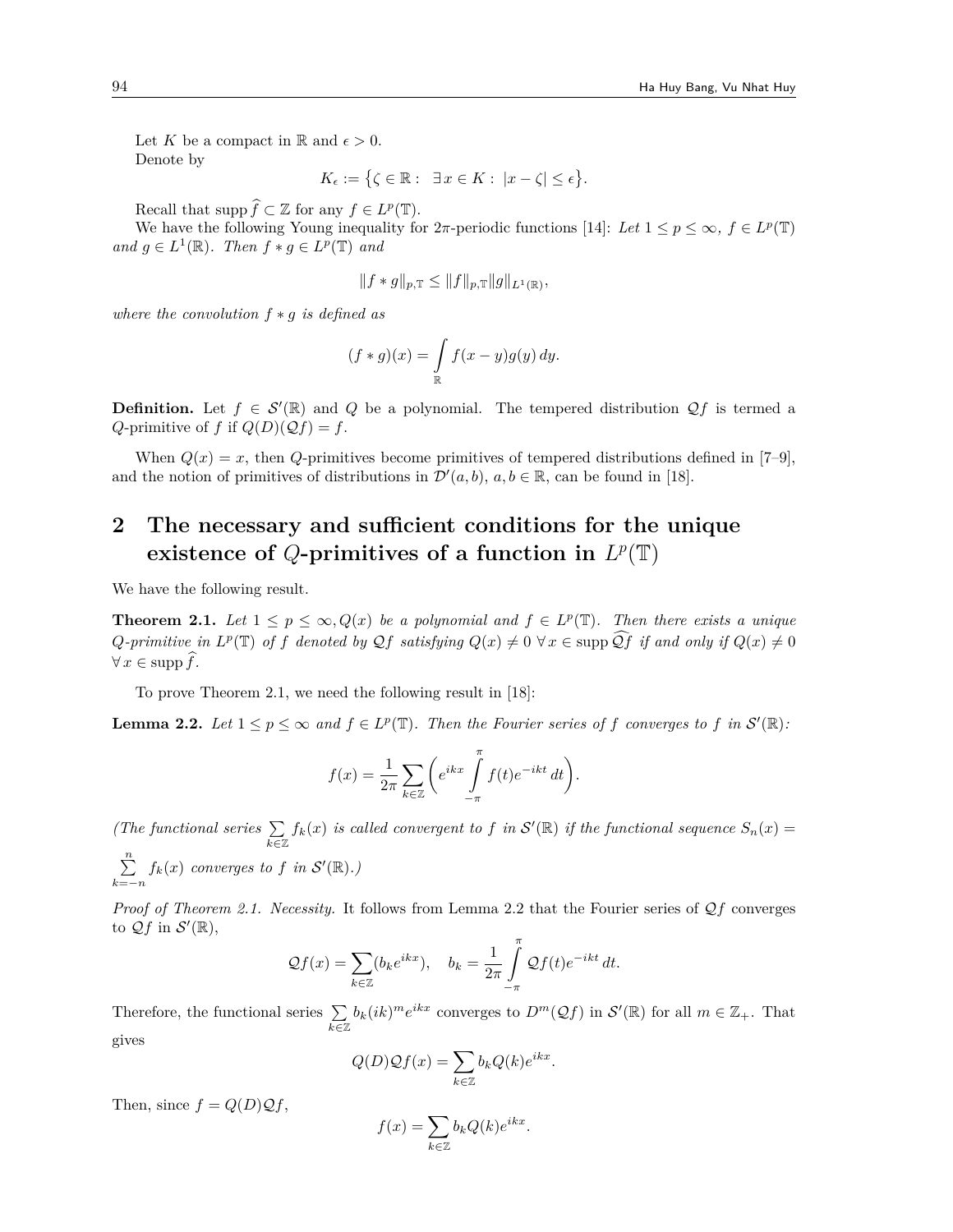Let $K$ be a compact in $\mathbb{R}$ and $\epsilon > 0$.

Denote by

$$K_\epsilon := \{\zeta \in \mathbb{R} : \ \exists x \in K : \ |x - \zeta| \le \epsilon\}.$$

Recall that $\operatorname{supp} \widehat{f} \subset \mathbb{Z}$ for any $f \in L^p(\mathbb{T})$.

We have the following Young inequality for $2\pi$-periodic functions [14]: *Let $1 \le p \le \infty$, $f \in L^p(\mathbb{T})$ and $g \in L^1(\mathbb{R})$. Then $f * g \in L^p(\mathbb{T})$ and*

$$\|f * g\|_{p,\mathbb{T}} \le \|f\|_{p,\mathbb{T}} \|g\|_{L^1(\mathbb{R})},$$

*where the convolution $f * g$ is defined as*

$$(f * g)(x) = \int_{\mathbb{R}} f(x - y) g(y)\, dy.$$

**Definition.** Let $f \in \mathcal{S}'(\mathbb{R})$ and $Q$ be a polynomial. The tempered distribution $\mathcal{Q}f$ is termed a $Q$-primitive of $f$ if $Q(D)(\mathcal{Q}f) = f$.

When $Q(x) = x$, then $Q$-primitives become primitives of tempered distributions defined in [7–9], and the notion of primitives of distributions in $\mathcal{D}'(a, b)$, $a, b \in \mathbb{R}$, can be found in [18].

## 2 The necessary and sufficient conditions for the unique existence of $Q$-primitives of a function in $L^p(\mathbb{T})$

We have the following result.

**Theorem 2.1.** *Let $1 \le p \le \infty, Q(x)$ be a polynomial and $f \in L^p(\mathbb{T})$. Then there exists a unique $Q$-primitive in $L^p(\mathbb{T})$ of $f$ denoted by $\mathcal{Q}f$ satisfying $Q(x) \neq 0$ $\forall\, x \in \operatorname{supp} \widehat{\mathcal{Q}f}$ if and only if $Q(x) \neq 0$ $\forall\, x \in \operatorname{supp} \widehat{f}$.*

To prove Theorem 2.1, we need the following result in [18]:

**Lemma 2.2.** *Let $1 \le p \le \infty$ and $f \in L^p(\mathbb{T})$. Then the Fourier series of $f$ converges to $f$ in $\mathcal{S}'(\mathbb{R})$:*

$$f(x) = \frac{1}{2\pi} \sum_{k \in \mathbb{Z}} \left( e^{ikx} \int_{-\pi}^{\pi} f(t) e^{-ikt}\, dt \right).$$

*(The functional series $\sum_{k \in \mathbb{Z}} f_k(x)$ is called convergent to $f$ in $\mathcal{S}'(\mathbb{R})$ if the functional sequence $S_n(x) = \sum_{k=-n}^{n} f_k(x)$ converges to $f$ in $\mathcal{S}'(\mathbb{R})$.)*

*Proof of Theorem 2.1. Necessity.* It follows from Lemma 2.2 that the Fourier series of $\mathcal{Q}f$ converges to $\mathcal{Q}f$ in $\mathcal{S}'(\mathbb{R})$,

$$\mathcal{Q}f(x) = \sum_{k \in \mathbb{Z}} (b_k e^{ikx}), \quad b_k = \frac{1}{2\pi} \int_{-\pi}^{\pi} \mathcal{Q}f(t) e^{-ikt}\, dt.$$

Therefore, the functional series $\sum_{k \in \mathbb{Z}} b_k (ik)^m e^{ikx}$ converges to $D^m(\mathcal{Q}f)$ in $\mathcal{S}'(\mathbb{R})$ for all $m \in \mathbb{Z}_+$. That gives

$$Q(D)\mathcal{Q}f(x) = \sum_{k \in \mathbb{Z}} b_k Q(k) e^{ikx}.$$

Then, since $f = Q(D)\mathcal{Q}f$,

$$f(x) = \sum_{k \in \mathbb{Z}} b_k Q(k) e^{ikx}.$$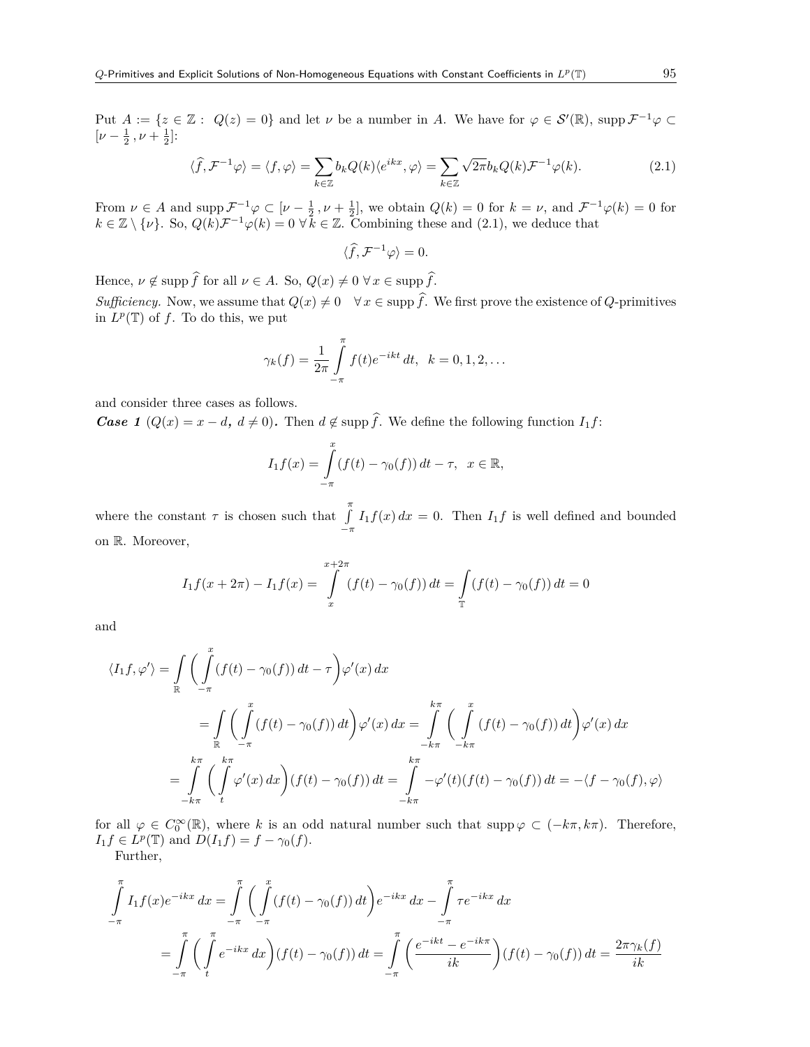Put $A := \{z \in \mathbb{Z} : \ Q(z) = 0\}$ and let $\nu$ be a number in $A$. We have for $\varphi \in \mathcal{S}'(\mathbb{R})$, $\operatorname{supp} \mathcal{F}^{-1}\varphi \subset [\nu - \frac{1}{2}, \nu + \frac{1}{2}]$:

$$\langle \widehat{f}, \mathcal{F}^{-1}\varphi \rangle = \langle f, \varphi \rangle = \sum_{k\in\mathbb{Z}} b_k Q(k) \langle e^{ikx}, \varphi \rangle = \sum_{k\in\mathbb{Z}} \sqrt{2\pi} b_k Q(k) \mathcal{F}^{-1}\varphi(k). \tag{2.1}$$

From $\nu \in A$ and $\operatorname{supp} \mathcal{F}^{-1}\varphi \subset [\nu - \frac{1}{2}, \nu + \frac{1}{2}]$, we obtain $Q(k) = 0$ for $k = \nu$, and $\mathcal{F}^{-1}\varphi(k) = 0$ for $k \in \mathbb{Z} \setminus \{\nu\}$. So, $Q(k)\mathcal{F}^{-1}\varphi(k) = 0 \ \forall k \in \mathbb{Z}$. Combining these and (2.1), we deduce that

$$\langle \widehat{f}, \mathcal{F}^{-1}\varphi \rangle = 0.$$

Hence, $\nu \notin \operatorname{supp} \widehat{f}$ for all $\nu \in A$. So, $Q(x) \neq 0 \ \forall x \in \operatorname{supp} \widehat{f}$.

*Sufficiency.* Now, we assume that $Q(x) \neq 0 \quad \forall x \in \operatorname{supp} \widehat{f}$. We first prove the existence of $Q$-primitives in $L^p(\mathbb{T})$ of $f$. To do this, we put

$$\gamma_k(f) = \frac{1}{2\pi} \int_{-\pi}^{\pi} f(t) e^{-ikt}\, dt, \quad k = 0, 1, 2, \dots$$

and consider three cases as follows.

***Case 1*** **($Q(x) = x - d$, $d \neq 0$).** Then $d \notin \operatorname{supp} \widehat{f}$. We define the following function $I_1 f$:

$$I_1 f(x) = \int_{-\pi}^{x} (f(t) - \gamma_0(f))\, dt - \tau, \quad x \in \mathbb{R},$$

where the constant $\tau$ is chosen such that $\int_{-\pi}^{\pi} I_1 f(x)\, dx = 0$. Then $I_1 f$ is well defined and bounded on $\mathbb{R}$. Moreover,

$$I_1 f(x + 2\pi) - I_1 f(x) = \int_{x}^{x+2\pi} (f(t) - \gamma_0(f))\, dt = \int_{\mathbb{T}} (f(t) - \gamma_0(f))\, dt = 0$$

and

$$\begin{aligned}
\langle I_1 f, \varphi' \rangle &= \int_{\mathbb{R}} \bigg( \int_{-\pi}^{x} (f(t) - \gamma_0(f))\, dt - \tau \bigg) \varphi'(x)\, dx \\
&= \int_{\mathbb{R}} \bigg( \int_{-\pi}^{x} (f(t) - \gamma_0(f))\, dt \bigg) \varphi'(x)\, dx = \int_{-k\pi}^{k\pi} \bigg( \int_{-k\pi}^{x} (f(t) - \gamma_0(f))\, dt \bigg) \varphi'(x)\, dx \\
&= \int_{-k\pi}^{k\pi} \bigg( \int_{t}^{k\pi} \varphi'(x)\, dx \bigg) (f(t) - \gamma_0(f))\, dt = \int_{-k\pi}^{k\pi} -\varphi'(t)(f(t) - \gamma_0(f))\, dt = -\langle f - \gamma_0(f), \varphi \rangle
\end{aligned}$$

for all $\varphi \in C_0^\infty(\mathbb{R})$, where $k$ is an odd natural number such that $\operatorname{supp} \varphi \subset (-k\pi, k\pi)$. Therefore, $I_1 f \in L^p(\mathbb{T})$ and $D(I_1 f) = f - \gamma_0(f)$.

Further,

$$\begin{aligned}
\int_{-\pi}^{\pi} I_1 f(x) e^{-ikx}\, dx &= \int_{-\pi}^{\pi} \bigg( \int_{-\pi}^{x} (f(t) - \gamma_0(f))\, dt \bigg) e^{-ikx}\, dx - \int_{-\pi}^{\pi} \tau e^{-ikx}\, dx \\
&= \int_{-\pi}^{\pi} \bigg( \int_{t}^{\pi} e^{-ikx}\, dx \bigg) (f(t) - \gamma_0(f))\, dt = \int_{-\pi}^{\pi} \bigg( \frac{e^{-ikt} - e^{-ik\pi}}{ik} \bigg) (f(t) - \gamma_0(f))\, dt = \frac{2\pi \gamma_k(f)}{ik}
\end{aligned}$$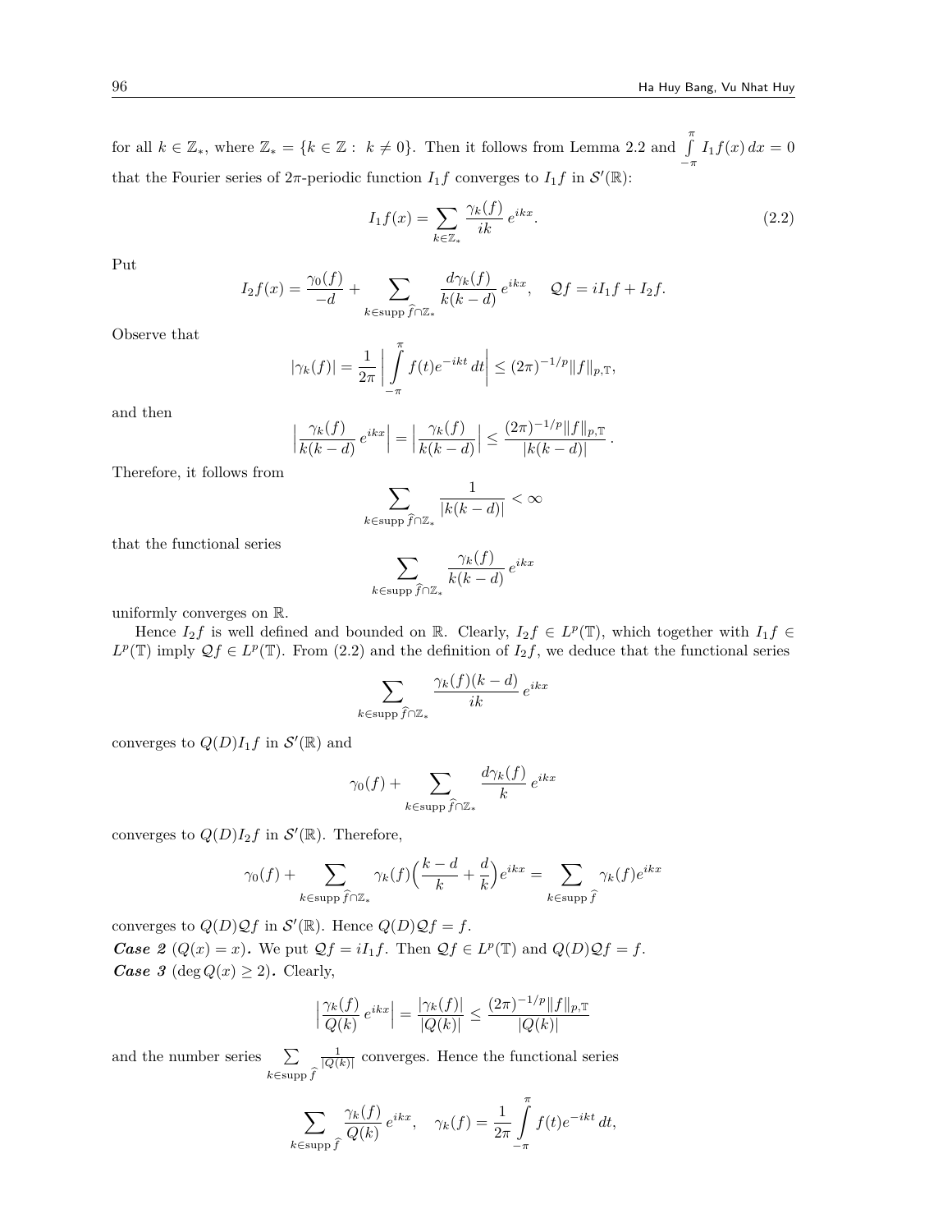for all $k \in \mathbb{Z}_*$, where $\mathbb{Z}_* = \{k \in \mathbb{Z} : \ k \neq 0\}$. Then it follows from Lemma 2.2 and $\int\limits_{-\pi}^{\pi} I_1 f(x)\, dx = 0$ that the Fourier series of $2\pi$-periodic function $I_1 f$ converges to $I_1 f$ in $\mathcal{S}'(\mathbb{R})$:

$$I_1 f(x) = \sum_{k \in \mathbb{Z}_*} \frac{\gamma_k(f)}{ik}\, e^{ikx}. \tag{2.2}$$

Put

$$I_2 f(x) = \frac{\gamma_0(f)}{-d} + \sum_{k \in \operatorname{supp} \widehat{f} \cap \mathbb{Z}_*} \frac{d\gamma_k(f)}{k(k-d)}\, e^{ikx}, \quad \mathcal{Q} f = i I_1 f + I_2 f.$$

Observe that

$$|\gamma_k(f)| = \frac{1}{2\pi} \Big| \int\limits_{-\pi}^{\pi} f(t) e^{-ikt}\, dt \Big| \leq (2\pi)^{-1/p} \|f\|_{p,\mathbb{T}},$$

and then

$$\Big| \frac{\gamma_k(f)}{k(k-d)}\, e^{ikx} \Big| = \Big| \frac{\gamma_k(f)}{k(k-d)} \Big| \leq \frac{(2\pi)^{-1/p} \|f\|_{p,\mathbb{T}}}{|k(k-d)|}\, .$$

Therefore, it follows from

$$\sum_{k \in \operatorname{supp} \widehat{f} \cap \mathbb{Z}_*} \frac{1}{|k(k-d)|} < \infty$$

that the functional series

$$\sum_{k \in \operatorname{supp} \widehat{f} \cap \mathbb{Z}_*} \frac{\gamma_k(f)}{k(k-d)}\, e^{ikx}$$

uniformly converges on $\mathbb{R}$.

Hence $I_2 f$ is well defined and bounded on $\mathbb{R}$. Clearly, $I_2 f \in L^p(\mathbb{T})$, which together with $I_1 f \in L^p(\mathbb{T})$ imply $\mathcal{Q} f \in L^p(\mathbb{T})$. From (2.2) and the definition of $I_2 f$, we deduce that the functional series

$$\sum_{k \in \operatorname{supp} \widehat{f} \cap \mathbb{Z}_*} \frac{\gamma_k(f)(k-d)}{ik}\, e^{ikx}$$

converges to $Q(D) I_1 f$ in $\mathcal{S}'(\mathbb{R})$ and

$$\gamma_0(f) + \sum_{k \in \operatorname{supp} \widehat{f} \cap \mathbb{Z}_*} \frac{d\gamma_k(f)}{k}\, e^{ikx}$$

converges to $Q(D) I_2 f$ in $\mathcal{S}'(\mathbb{R})$. Therefore,

$$\gamma_0(f) + \sum_{k \in \operatorname{supp} \widehat{f} \cap \mathbb{Z}_*} \gamma_k(f) \Big( \frac{k-d}{k} + \frac{d}{k} \Big) e^{ikx} = \sum_{k \in \operatorname{supp} \widehat{f}} \gamma_k(f) e^{ikx}$$

converges to $Q(D) \mathcal{Q} f$ in $\mathcal{S}'(\mathbb{R})$. Hence $Q(D) \mathcal{Q} f = f$.

***Case 2*** **(**$Q(x) = x$**).** We put $\mathcal{Q} f = i I_1 f$. Then $\mathcal{Q} f \in L^p(\mathbb{T})$ and $Q(D) \mathcal{Q} f = f$.

***Case 3*** **(**$\deg Q(x) \geq 2$**).** Clearly,

$$\Big| \frac{\gamma_k(f)}{Q(k)}\, e^{ikx} \Big| = \frac{|\gamma_k(f)|}{|Q(k)|} \leq \frac{(2\pi)^{-1/p} \|f\|_{p,\mathbb{T}}}{|Q(k)|}$$

and the number series $\sum\limits_{k \in \operatorname{supp} \widehat{f}} \frac{1}{|Q(k)|}$ converges. Hence the functional series

$$\sum_{k \in \operatorname{supp} \widehat{f}} \frac{\gamma_k(f)}{Q(k)}\, e^{ikx}, \quad \gamma_k(f) = \frac{1}{2\pi} \int\limits_{-\pi}^{\pi} f(t) e^{-ikt}\, dt,$$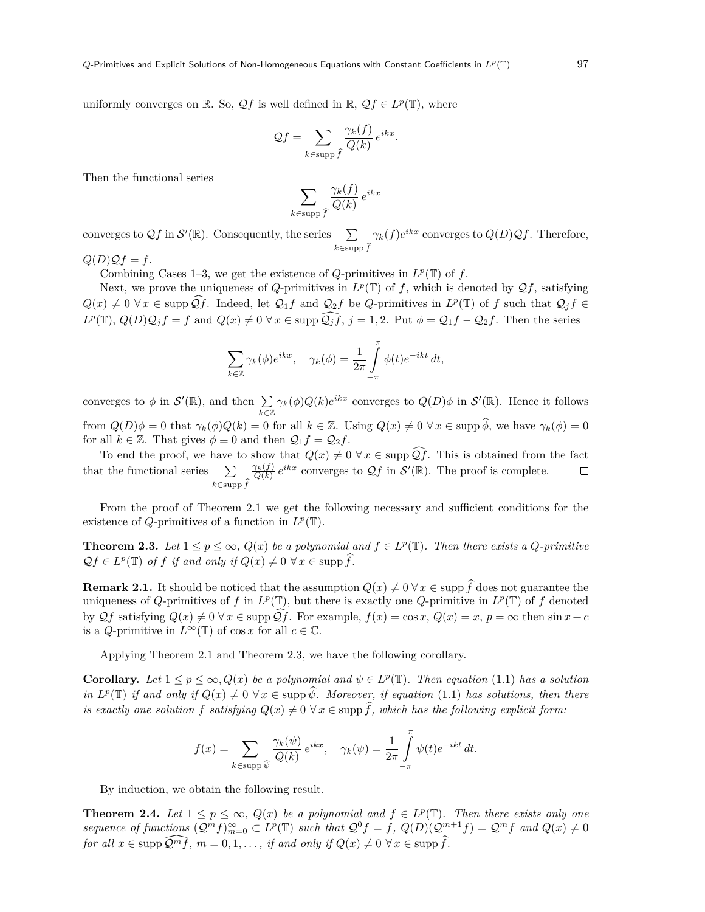uniformly converges on $\mathbb{R}$. So, $\mathcal{Q}f$ is well defined in $\mathbb{R}$, $\mathcal{Q}f \in L^p(\mathbb{T})$, where

$$\mathcal{Q}f = \sum_{k \in \operatorname{supp} \widehat{f}} \frac{\gamma_k(f)}{Q(k)}\, e^{ikx}.$$

Then the functional series

$$\sum_{k \in \operatorname{supp} \widehat{f}} \frac{\gamma_k(f)}{Q(k)}\, e^{ikx}$$

converges to $\mathcal{Q}f$ in $\mathcal{S}'(\mathbb{R})$. Consequently, the series $\sum\limits_{k \in \operatorname{supp} \widehat{f}} \gamma_k(f) e^{ikx}$ converges to $Q(D)\mathcal{Q}f$. Therefore, $Q(D)\mathcal{Q}f = f$.

Combining Cases 1–3, we get the existence of $Q$-primitives in $L^p(\mathbb{T})$ of $f$.

Next, we prove the uniqueness of $Q$-primitives in $L^p(\mathbb{T})$ of $f$, which is denoted by $\mathcal{Q}f$, satisfying $Q(x) \neq 0\ \forall\, x \in \operatorname{supp} \widehat{\mathcal{Q}f}$. Indeed, let $\mathcal{Q}_1 f$ and $\mathcal{Q}_2 f$ be $Q$-primitives in $L^p(\mathbb{T})$ of $f$ such that $\mathcal{Q}_j f \in L^p(\mathbb{T})$, $Q(D)\mathcal{Q}_j f = f$ and $Q(x) \neq 0\ \forall\, x \in \operatorname{supp} \widehat{\mathcal{Q}_j f}$, $j = 1, 2$. Put $\phi = \mathcal{Q}_1 f - \mathcal{Q}_2 f$. Then the series

$$\sum_{k \in \mathbb{Z}} \gamma_k(\phi) e^{ikx}, \quad \gamma_k(\phi) = \frac{1}{2\pi} \int_{-\pi}^{\pi} \phi(t) e^{-ikt}\, dt,$$

converges to $\phi$ in $\mathcal{S}'(\mathbb{R})$, and then $\sum\limits_{k \in \mathbb{Z}} \gamma_k(\phi) Q(k) e^{ikx}$ converges to $Q(D)\phi$ in $\mathcal{S}'(\mathbb{R})$. Hence it follows from $Q(D)\phi = 0$ that $\gamma_k(\phi)Q(k) = 0$ for all $k \in \mathbb{Z}$. Using $Q(x) \neq 0\ \forall\, x \in \operatorname{supp} \widehat{\phi}$, we have $\gamma_k(\phi) = 0$ for all $k \in \mathbb{Z}$. That gives $\phi \equiv 0$ and then $\mathcal{Q}_1 f = \mathcal{Q}_2 f$.

To end the proof, we have to show that $Q(x) \neq 0\ \forall\, x \in \operatorname{supp} \widehat{\mathcal{Q}f}$. This is obtained from the fact that the functional series $\sum\limits_{k \in \operatorname{supp} \widehat{f}} \frac{\gamma_k(f)}{Q(k)}\, e^{ikx}$ converges to $\mathcal{Q}f$ in $\mathcal{S}'(\mathbb{R})$. The proof is complete. $\square$

From the proof of Theorem 2.1 we get the following necessary and sufficient conditions for the existence of $Q$-primitives of a function in $L^p(\mathbb{T})$.

**Theorem 2.3.** *Let $1 \leq p \leq \infty$, $Q(x)$ be a polynomial and $f \in L^p(\mathbb{T})$. Then there exists a $Q$-primitive $\mathcal{Q}f \in L^p(\mathbb{T})$ of $f$ if and only if $Q(x) \neq 0\ \forall\, x \in \operatorname{supp} \widehat{f}$.*

**Remark 2.1.** It should be noticed that the assumption $Q(x) \neq 0\ \forall\, x \in \operatorname{supp} \widehat{f}$ does not guarantee the uniqueness of $Q$-primitives of $f$ in $L^p(\mathbb{T})$, but there is exactly one $Q$-primitive in $L^p(\mathbb{T})$ of $f$ denoted by $\mathcal{Q}f$ satisfying $Q(x) \neq 0\ \forall\, x \in \operatorname{supp} \widehat{\mathcal{Q}f}$. For example, $f(x) = \cos x$, $Q(x) = x$, $p = \infty$ then $\sin x + c$ is a $Q$-primitive in $L^\infty(\mathbb{T})$ of $\cos x$ for all $c \in \mathbb{C}$.

Applying Theorem 2.1 and Theorem 2.3, we have the following corollary.

**Corollary.** *Let $1 \leq p \leq \infty, Q(x)$ be a polynomial and $\psi \in L^p(\mathbb{T})$. Then equation (1.1) has a solution in $L^p(\mathbb{T})$ if and only if $Q(x) \neq 0\ \forall\, x \in \operatorname{supp} \widehat{\psi}$. Moreover, if equation (1.1) has solutions, then there is exactly one solution $f$ satisfying $Q(x) \neq 0\ \forall\, x \in \operatorname{supp} \widehat{f}$, which has the following explicit form:*

$$f(x) = \sum_{k \in \operatorname{supp} \widehat{\psi}} \frac{\gamma_k(\psi)}{Q(k)}\, e^{ikx}, \quad \gamma_k(\psi) = \frac{1}{2\pi} \int_{-\pi}^{\pi} \psi(t) e^{-ikt}\, dt.$$

By induction, we obtain the following result.

**Theorem 2.4.** *Let $1 \leq p \leq \infty$, $Q(x)$ be a polynomial and $f \in L^p(\mathbb{T})$. Then there exists only one sequence of functions $(\mathcal{Q}^m f)_{m=0}^\infty \subset L^p(\mathbb{T})$ such that $\mathcal{Q}^0 f = f$, $Q(D)(\mathcal{Q}^{m+1} f) = \mathcal{Q}^m f$ and $Q(x) \neq 0$ for all $x \in \operatorname{supp} \widehat{\mathcal{Q}^m f}$, $m = 0, 1, \ldots,$ if and only if $Q(x) \neq 0\ \forall\, x \in \operatorname{supp} \widehat{f}$.*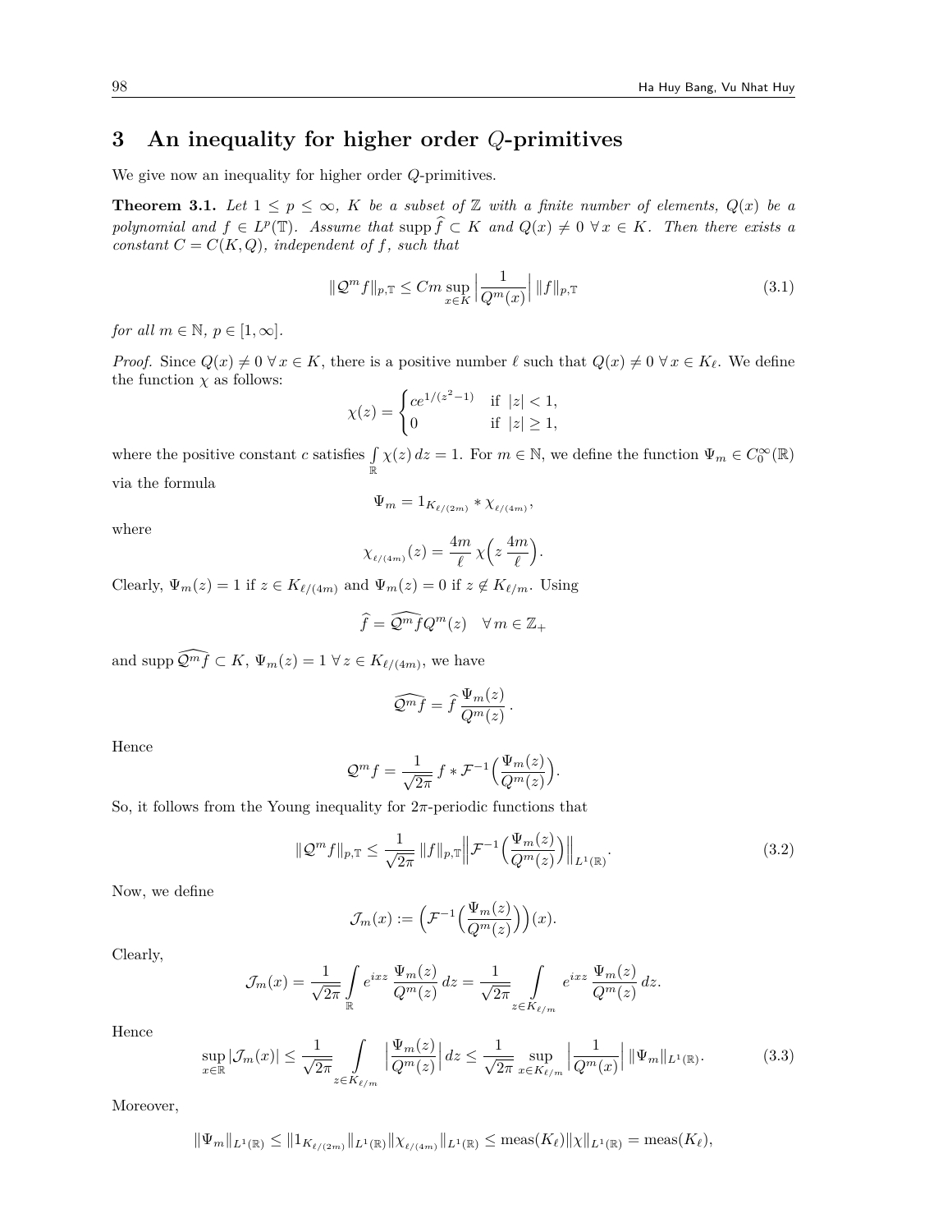## 3 An inequality for higher order $Q$-primitives

We give now an inequality for higher order $Q$-primitives.

**Theorem 3.1.** *Let $1 \le p \le \infty$, $K$ be a subset of $\mathbb{Z}$ with a finite number of elements, $Q(x)$ be a polynomial and $f \in L^p(\mathbb{T})$. Assume that $\operatorname{supp} \widehat{f} \subset K$ and $Q(x) \neq 0\ \forall x \in K$. Then there exists a constant $C = C(K, Q)$, independent of $f$, such that*

$$\|\mathcal{Q}^m f\|_{p,\mathbb{T}} \le Cm \sup_{x \in K} \Big| \frac{1}{Q^m(x)} \Big| \, \|f\|_{p,\mathbb{T}} \tag{3.1}$$

*for all $m \in \mathbb{N}$, $p \in [1, \infty]$.*

*Proof.* Since $Q(x) \neq 0\ \forall x \in K$, there is a positive number $\ell$ such that $Q(x) \neq 0\ \forall x \in K_\ell$. We define the function $\chi$ as follows:

$$\chi(z) = \begin{cases} ce^{1/(z^2-1)} & \text{if } |z| < 1, \\ 0 & \text{if } |z| \ge 1, \end{cases}$$

where the positive constant $c$ satisfies $\int\limits_{\mathbb{R}} \chi(z)\, dz = 1$. For $m \in \mathbb{N}$, we define the function $\Psi_m \in C_0^\infty(\mathbb{R})$ via the formula

$$\Psi_m = 1_{K_{\ell/(2m)}} * \chi_{\ell/(4m)},$$

where

$$\chi_{\ell/(4m)}(z) = \frac{4m}{\ell}\, \chi\Big(z\, \frac{4m}{\ell}\Big).$$

Clearly, $\Psi_m(z) = 1$ if $z \in K_{\ell/(4m)}$ and $\Psi_m(z) = 0$ if $z \notin K_{\ell/m}$. Using

$$\widehat{f} = \widehat{\mathcal{Q}^m f} Q^m(z) \quad \forall\, m \in \mathbb{Z}_+$$

and $\operatorname{supp} \widehat{\mathcal{Q}^m f} \subset K$, $\Psi_m(z) = 1\ \forall z \in K_{\ell/(4m)}$, we have

$$\widehat{\mathcal{Q}^m f} = \widehat{f}\, \frac{\Psi_m(z)}{Q^m(z)}\,.$$

Hence

$$\mathcal{Q}^m f = \frac{1}{\sqrt{2\pi}}\, f * \mathcal{F}^{-1}\Big(\frac{\Psi_m(z)}{Q^m(z)}\Big).$$

So, it follows from the Young inequality for $2\pi$-periodic functions that

$$\|\mathcal{Q}^m f\|_{p,\mathbb{T}} \le \frac{1}{\sqrt{2\pi}}\, \|f\|_{p,\mathbb{T}} \Big\| \mathcal{F}^{-1}\Big(\frac{\Psi_m(z)}{Q^m(z)}\Big)\Big\|_{L^1(\mathbb{R})}. \tag{3.2}$$

Now, we define

$$\mathcal{J}_m(x) := \Big(\mathcal{F}^{-1}\Big(\frac{\Psi_m(z)}{Q^m(z)}\Big)\Big)(x).$$

Clearly,

$$\mathcal{J}_m(x) = \frac{1}{\sqrt{2\pi}} \int\limits_{\mathbb{R}} e^{ixz}\, \frac{\Psi_m(z)}{Q^m(z)}\, dz = \frac{1}{\sqrt{2\pi}} \int\limits_{z \in K_{\ell/m}} e^{ixz}\, \frac{\Psi_m(z)}{Q^m(z)}\, dz.$$

Hence

$$\sup_{x \in \mathbb{R}} |\mathcal{J}_m(x)| \le \frac{1}{\sqrt{2\pi}} \int\limits_{z \in K_{\ell/m}} \Big| \frac{\Psi_m(z)}{Q^m(z)} \Big| dz \le \frac{1}{\sqrt{2\pi}} \sup_{x \in K_{\ell/m}} \Big| \frac{1}{Q^m(x)} \Big| \, \|\Psi_m\|_{L^1(\mathbb{R})}. \tag{3.3}$$

Moreover,

$$\|\Psi_m\|_{L^1(\mathbb{R})} \le \|1_{K_{\ell/(2m)}}\|_{L^1(\mathbb{R})} \|\chi_{\ell/(4m)}\|_{L^1(\mathbb{R})} \le \operatorname{meas}(K_\ell) \|\chi\|_{L^1(\mathbb{R})} = \operatorname{meas}(K_\ell),$$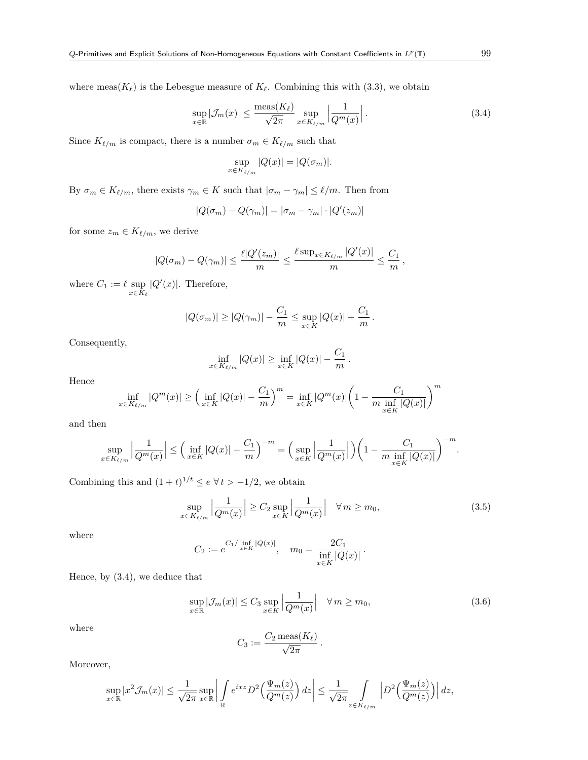where $\text{meas}(K_\ell)$ is the Lebesgue measure of $K_\ell$. Combining this with (3.3), we obtain

$$\sup_{x\in\mathbb{R}} |\mathcal{J}_m(x)| \le \frac{\text{meas}(K_\ell)}{\sqrt{2\pi}} \sup_{x\in K_{\ell/m}} \Big|\frac{1}{Q^m(x)}\Big| . \tag{3.4}$$

Since $K_{\ell/m}$ is compact, there is a number $\sigma_m \in K_{\ell/m}$ such that

$$\sup_{x\in K_{\ell/m}} |Q(x)| = |Q(\sigma_m)|.$$

By $\sigma_m \in K_{\ell/m}$, there exists $\gamma_m \in K$ such that $|\sigma_m - \gamma_m| \le \ell/m$. Then from

$$|Q(\sigma_m) - Q(\gamma_m)| = |\sigma_m - \gamma_m| \cdot |Q'(z_m)|$$

for some $z_m \in K_{\ell/m}$, we derive

$$|Q(\sigma_m) - Q(\gamma_m)| \le \frac{\ell |Q'(z_m)|}{m} \le \frac{\ell \sup_{x\in K_{\ell/m}} |Q'(x)|}{m} \le \frac{C_1}{m} ,$$

where $C_1 := \ell \sup\limits_{x\in K_\ell} |Q'(x)|$. Therefore,

$$|Q(\sigma_m)| \ge |Q(\gamma_m)| - \frac{C_1}{m} \le \sup_{x\in K} |Q(x)| + \frac{C_1}{m} .$$

Consequently,

$$\inf_{x\in K_{\ell/m}} |Q(x)| \ge \inf_{x\in K} |Q(x)| - \frac{C_1}{m} .$$

Hence

$$\inf_{x\in K_{\ell/m}} |Q^m(x)| \ge \Big(\inf_{x\in K} |Q(x)| - \frac{C_1}{m}\Big)^m = \inf_{x\in K} |Q^m(x)| \bigg(1 - \frac{C_1}{m \inf\limits_{x\in K} |Q(x)|}\bigg)^m$$

and then

$$\sup_{x\in K_{\ell/m}} \Big|\frac{1}{Q^m(x)}\Big| \le \Big(\inf_{x\in K} |Q(x)| - \frac{C_1}{m}\Big)^{-m} = \Big(\sup_{x\in K} \Big|\frac{1}{Q^m(x)}\Big|\Big) \bigg(1 - \frac{C_1}{m \inf\limits_{x\in K} |Q(x)|}\bigg)^{-m} .$$

Combining this and $(1+t)^{1/t} \le e \ \forall\, t > -1/2$, we obtain

$$\sup_{x\in K_{\ell/m}} \Big|\frac{1}{Q^m(x)}\Big| \ge C_2 \sup_{x\in K} \Big|\frac{1}{Q^m(x)}\Big| \quad \forall\, m \ge m_0, \tag{3.5}$$

where

$$C_2 := e^{C_1/\inf\limits_{x\in K} |Q(x)|}, \quad m_0 = \frac{2C_1}{\inf\limits_{x\in K} |Q(x)|} .$$

Hence, by (3.4), we deduce that

$$\sup_{x\in\mathbb{R}} |\mathcal{J}_m(x)| \le C_3 \sup_{x\in K} \Big|\frac{1}{Q^m(x)}\Big| \quad \forall\, m \ge m_0, \tag{3.6}$$

where

$$C_3 := \frac{C_2 \,\text{meas}(K_\ell)}{\sqrt{2\pi}} .$$

Moreover,

$$\sup_{x\in\mathbb{R}} |x^2 \mathcal{J}_m(x)| \le \frac{1}{\sqrt{2\pi}} \sup_{x\in\mathbb{R}} \bigg| \int\limits_{\mathbb{R}} e^{ixz} D^2\Big(\frac{\Psi_m(z)}{Q^m(z)}\Big)\, dz \bigg| \le \frac{1}{\sqrt{2\pi}} \int\limits_{z\in K_{\ell/m}} \Big| D^2\Big(\frac{\Psi_m(z)}{Q^m(z)}\Big)\Big|\, dz,$$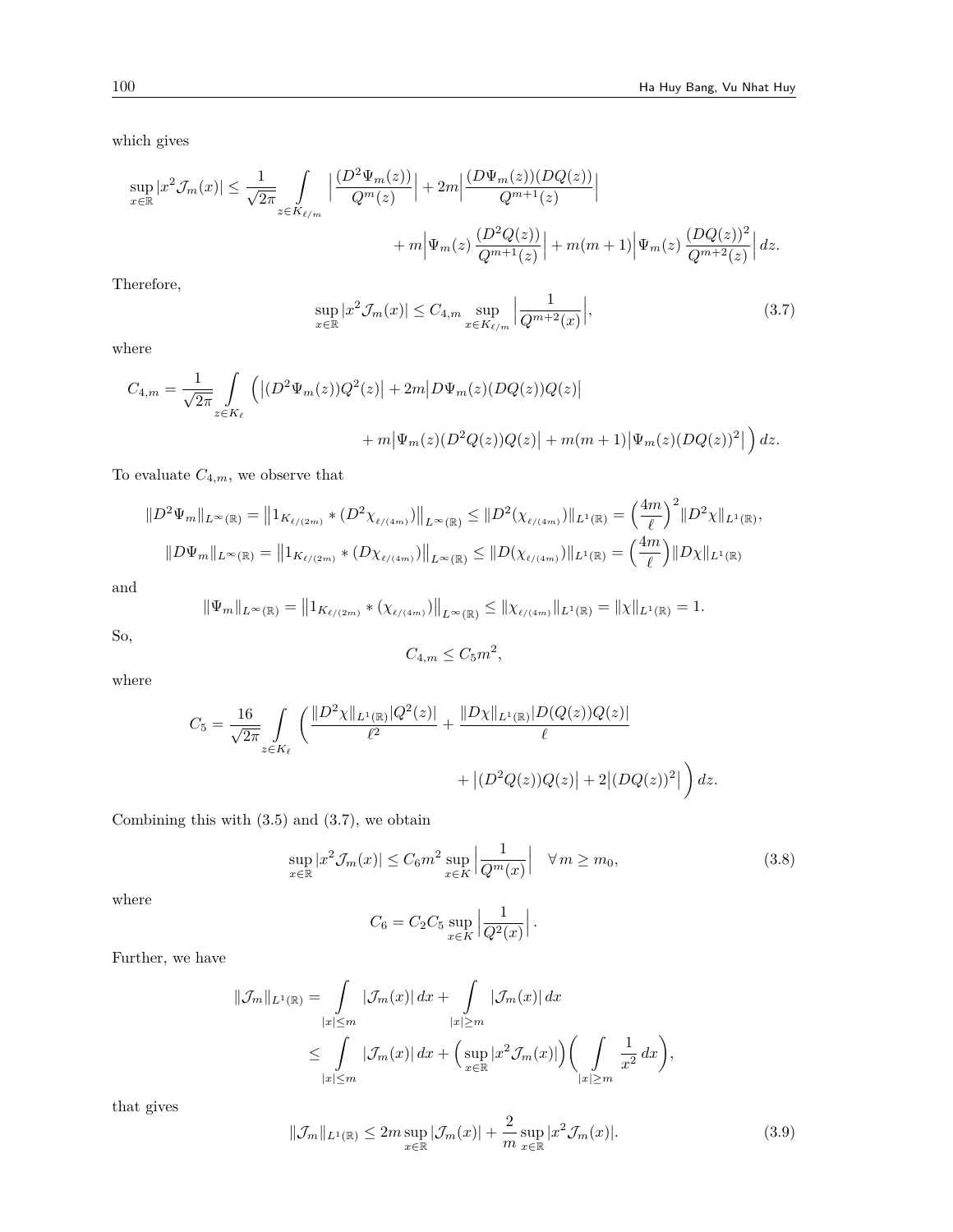which gives

$$\sup_{x\in\mathbb{R}} |x^2 \mathcal{J}_m(x)| \le \frac{1}{\sqrt{2\pi}} \int\limits_{z\in K_{\ell/m}} \Big|\frac{(D^2\Psi_m(z))}{Q^m(z)}\Big| + 2m\Big|\frac{(D\Psi_m(z))(DQ(z))}{Q^{m+1}(z)}\Big| + m\Big|\Psi_m(z)\,\frac{(D^2Q(z))}{Q^{m+1}(z)}\Big| + m(m+1)\Big|\Psi_m(z)\,\frac{(DQ(z))^2}{Q^{m+2}(z)}\Big|\,dz.$$

Therefore,

$$\sup_{x\in\mathbb{R}} |x^2 \mathcal{J}_m(x)| \le C_{4,m} \sup_{x\in K_{\ell/m}} \Big|\frac{1}{Q^{m+2}(x)}\Big|, \tag{3.7}$$

where

$$C_{4,m} = \frac{1}{\sqrt{2\pi}} \int\limits_{z\in K_{\ell}} \Big(\big|(D^2\Psi_m(z))Q^2(z)\big| + 2m\big|D\Psi_m(z)(DQ(z))Q(z)\big| + m\big|\Psi_m(z)(D^2Q(z))Q(z)\big| + m(m+1)\big|\Psi_m(z)(DQ(z))^2\big|\Big)\,dz.$$

To evaluate $C_{4,m}$, we observe that

$$\|D^2\Psi_m\|_{L^\infty(\mathbb{R})} = \big\|1_{K_{\ell/(2m)}} * (D^2\chi_{\ell/(4m)})\big\|_{L^\infty(\mathbb{R})} \le \|D^2(\chi_{\ell/(4m)})\|_{L^1(\mathbb{R})} = \Big(\frac{4m}{\ell}\Big)^2 \|D^2\chi\|_{L^1(\mathbb{R})},$$

$$\|D\Psi_m\|_{L^\infty(\mathbb{R})} = \big\|1_{K_{\ell/(2m)}} * (D\chi_{\ell/(4m)})\big\|_{L^\infty(\mathbb{R})} \le \|D(\chi_{\ell/(4m)})\|_{L^1(\mathbb{R})} = \Big(\frac{4m}{\ell}\Big) \|D\chi\|_{L^1(\mathbb{R})}$$

and

$$\|\Psi_m\|_{L^\infty(\mathbb{R})} = \big\|1_{K_{\ell/(2m)}} * (\chi_{\ell/(4m)})\big\|_{L^\infty(\mathbb{R})} \le \|\chi_{\ell/(4m)}\|_{L^1(\mathbb{R})} = \|\chi\|_{L^1(\mathbb{R})} = 1.$$

So,

$$C_{4,m} \le C_5 m^2,$$

where

$$C_5 = \frac{16}{\sqrt{2\pi}} \int\limits_{z\in K_{\ell}} \Big(\frac{\|D^2\chi\|_{L^1(\mathbb{R})}|Q^2(z)|}{\ell^2} + \frac{\|D\chi\|_{L^1(\mathbb{R})}|D(Q(z))Q(z)|}{\ell} + \big|(D^2Q(z))Q(z)\big| + 2\big|(DQ(z))^2\big|\Big)\,dz.$$

Combining this with (3.5) and (3.7), we obtain

$$\sup_{x\in\mathbb{R}} |x^2 \mathcal{J}_m(x)| \le C_6 m^2 \sup_{x\in K} \Big|\frac{1}{Q^m(x)}\Big| \quad \forall\, m \ge m_0, \tag{3.8}$$

where

$$C_6 = C_2 C_5 \sup_{x\in K} \Big|\frac{1}{Q^2(x)}\Big|.$$

Further, we have

$$\|\mathcal{J}_m\|_{L^1(\mathbb{R})} = \int\limits_{|x|\le m} |\mathcal{J}_m(x)|\,dx + \int\limits_{|x|\ge m} |\mathcal{J}_m(x)|\,dx \le \int\limits_{|x|\le m} |\mathcal{J}_m(x)|\,dx + \Big(\sup_{x\in\mathbb{R}}|x^2\mathcal{J}_m(x)|\Big)\Big(\int\limits_{|x|\ge m} \frac{1}{x^2}\,dx\Big),$$

that gives

$$\|\mathcal{J}_m\|_{L^1(\mathbb{R})} \le 2m \sup_{x\in\mathbb{R}} |\mathcal{J}_m(x)| + \frac{2}{m}\sup_{x\in\mathbb{R}} |x^2\mathcal{J}_m(x)|. \tag{3.9}$$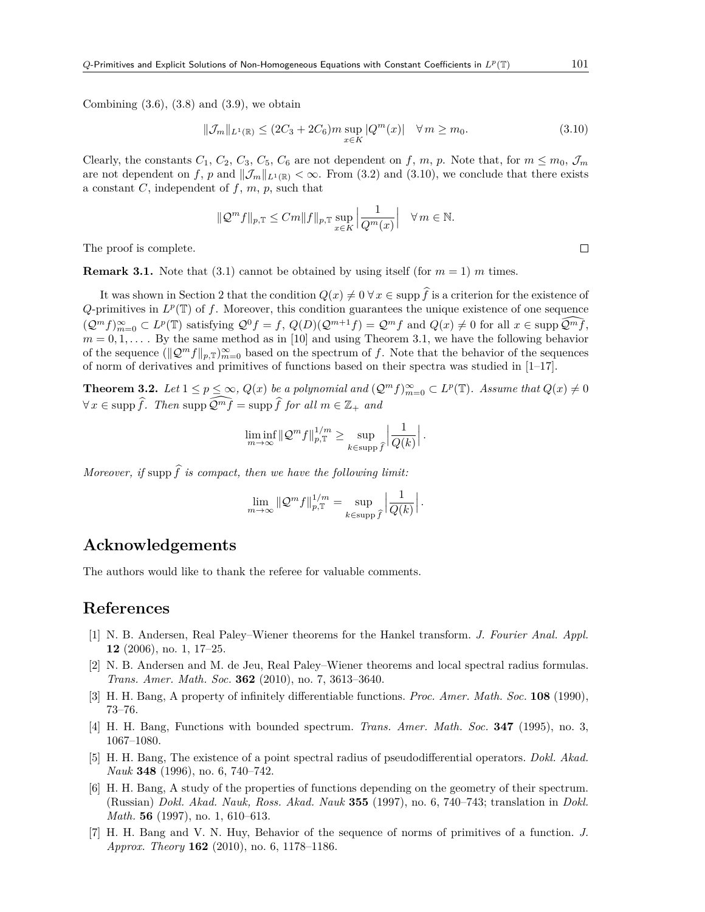Combining (3.6), (3.8) and (3.9), we obtain

$$\|\mathcal{J}_m\|_{L^1(\mathbb{R})} \le (2C_3 + 2C_6)m \sup_{x\in K} |Q^m(x)| \quad \forall\, m \ge m_0. \tag{3.10}$$

Clearly, the constants $C_1$, $C_2$, $C_3$, $C_5$, $C_6$ are not dependent on $f$, $m$, $p$. Note that, for $m \le m_0$, $\mathcal{J}_m$ are not dependent on $f$, $p$ and $\|\mathcal{J}_m\|_{L^1(\mathbb{R})} < \infty$. From (3.2) and (3.10), we conclude that there exists a constant $C$, independent of $f$, $m$, $p$, such that

$$\|\mathcal{Q}^m f\|_{p,\mathbb{T}} \le Cm\|f\|_{p,\mathbb{T}} \sup_{x\in K} \Big|\frac{1}{Q^m(x)}\Big| \quad \forall\, m \in \mathbb{N}.$$

The proof is complete. □

**Remark 3.1.** Note that (3.1) cannot be obtained by using itself (for $m = 1$) $m$ times.

It was shown in Section 2 that the condition $Q(x) \ne 0 \; \forall\, x \in \operatorname{supp} \widehat{f}$ is a criterion for the existence of $Q$-primitives in $L^p(\mathbb{T})$ of $f$. Moreover, this condition guarantees the unique existence of one sequence $(\mathcal{Q}^m f)_{m=0}^\infty \subset L^p(\mathbb{T})$ satisfying $\mathcal{Q}^0 f = f$, $Q(D)(\mathcal{Q}^{m+1} f) = \mathcal{Q}^m f$ and $Q(x) \ne 0$ for all $x \in \operatorname{supp} \widehat{\mathcal{Q}^m f}$, $m = 0, 1, \dots$. By the same method as in [10] and using Theorem 3.1, we have the following behavior of the sequence $(\|\mathcal{Q}^m f\|_{p,\mathbb{T}})_{m=0}^\infty$ based on the spectrum of $f$. Note that the behavior of the sequences of norm of derivatives and primitives of functions based on their spectra was studied in [1–17].

**Theorem 3.2.** *Let $1 \le p \le \infty$, $Q(x)$ be a polynomial and $(\mathcal{Q}^m f)_{m=0}^\infty \subset L^p(\mathbb{T})$. Assume that $Q(x) \ne 0$ $\forall\, x \in \operatorname{supp} \widehat{f}$. Then $\operatorname{supp} \widehat{\mathcal{Q}^m f} = \operatorname{supp} \widehat{f}$ for all $m \in \mathbb{Z}_+$ and*

$$\liminf_{m\to\infty} \|\mathcal{Q}^m f\|_{p,\mathbb{T}}^{1/m} \ge \sup_{k\in \operatorname{supp} \widehat{f}} \Big|\frac{1}{Q(k)}\Big|.$$

*Moreover, if $\operatorname{supp} \widehat{f}$ is compact, then we have the following limit:*

$$\lim_{m\to\infty} \|\mathcal{Q}^m f\|_{p,\mathbb{T}}^{1/m} = \sup_{k\in \operatorname{supp} \widehat{f}} \Big|\frac{1}{Q(k)}\Big|.$$

## Acknowledgements

The authors would like to thank the referee for valuable comments.

## References

[1] N. B. Andersen, Real Paley–Wiener theorems for the Hankel transform. *J. Fourier Anal. Appl.* **12** (2006), no. 1, 17–25.

[2] N. B. Andersen and M. de Jeu, Real Paley–Wiener theorems and local spectral radius formulas. *Trans. Amer. Math. Soc.* **362** (2010), no. 7, 3613–3640.

[3] H. H. Bang, A property of infinitely differentiable functions. *Proc. Amer. Math. Soc.* **108** (1990), 73–76.

[4] H. H. Bang, Functions with bounded spectrum. *Trans. Amer. Math. Soc.* **347** (1995), no. 3, 1067–1080.

[5] H. H. Bang, The existence of a point spectral radius of pseudodifferential operators. *Dokl. Akad. Nauk* **348** (1996), no. 6, 740–742.

[6] H. H. Bang, A study of the properties of functions depending on the geometry of their spectrum. (Russian) *Dokl. Akad. Nauk, Ross. Akad. Nauk* **355** (1997), no. 6, 740–743; translation in *Dokl. Math.* **56** (1997), no. 1, 610–613.

[7] H. H. Bang and V. N. Huy, Behavior of the sequence of norms of primitives of a function. *J. Approx. Theory* **162** (2010), no. 6, 1178–1186.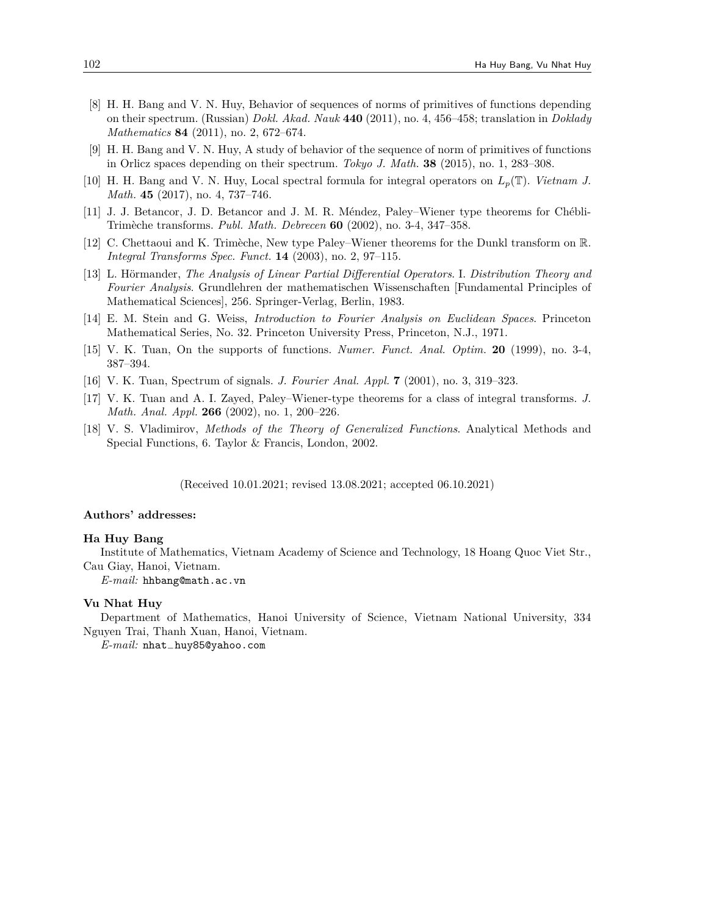[8] H. H. Bang and V. N. Huy, Behavior of sequences of norms of primitives of functions depending on their spectrum. (Russian) *Dokl. Akad. Nauk* **440** (2011), no. 4, 456–458; translation in *Doklady Mathematics* **84** (2011), no. 2, 672–674.

[9] H. H. Bang and V. N. Huy, A study of behavior of the sequence of norm of primitives of functions in Orlicz spaces depending on their spectrum. *Tokyo J. Math.* **38** (2015), no. 1, 283–308.

[10] H. H. Bang and V. N. Huy, Local spectral formula for integral operators on $L_p(\mathbb{T})$. *Vietnam J. Math.* **45** (2017), no. 4, 737–746.

[11] J. J. Betancor, J. D. Betancor and J. M. R. Méndez, Paley–Wiener type theorems for Chébli-Trimèche transforms. *Publ. Math. Debrecen* **60** (2002), no. 3-4, 347–358.

[12] C. Chettaoui and K. Trimèche, New type Paley–Wiener theorems for the Dunkl transform on $\mathbb{R}$. *Integral Transforms Spec. Funct.* **14** (2003), no. 2, 97–115.

[13] L. Hörmander, *The Analysis of Linear Partial Differential Operators.* I. *Distribution Theory and Fourier Analysis.* Grundlehren der mathematischen Wissenschaften [Fundamental Principles of Mathematical Sciences], 256. Springer-Verlag, Berlin, 1983.

[14] E. M. Stein and G. Weiss, *Introduction to Fourier Analysis on Euclidean Spaces.* Princeton Mathematical Series, No. 32. Princeton University Press, Princeton, N.J., 1971.

[15] V. K. Tuan, On the supports of functions. *Numer. Funct. Anal. Optim.* **20** (1999), no. 3-4, 387–394.

[16] V. K. Tuan, Spectrum of signals. *J. Fourier Anal. Appl.* **7** (2001), no. 3, 319–323.

[17] V. K. Tuan and A. I. Zayed, Paley–Wiener-type theorems for a class of integral transforms. *J. Math. Anal. Appl.* **266** (2002), no. 1, 200–226.

[18] V. S. Vladimirov, *Methods of the Theory of Generalized Functions.* Analytical Methods and Special Functions, 6. Taylor & Francis, London, 2002.

(Received 10.01.2021; revised 13.08.2021; accepted 06.10.2021)

**Authors' addresses:**

**Ha Huy Bang**

Institute of Mathematics, Vietnam Academy of Science and Technology, 18 Hoang Quoc Viet Str., Cau Giay, Hanoi, Vietnam.

*E-mail:* hhbang@math.ac.vn

**Vu Nhat Huy**

Department of Mathematics, Hanoi University of Science, Vietnam National University, 334 Nguyen Trai, Thanh Xuan, Hanoi, Vietnam.

*E-mail:* nhat_huy85@yahoo.com